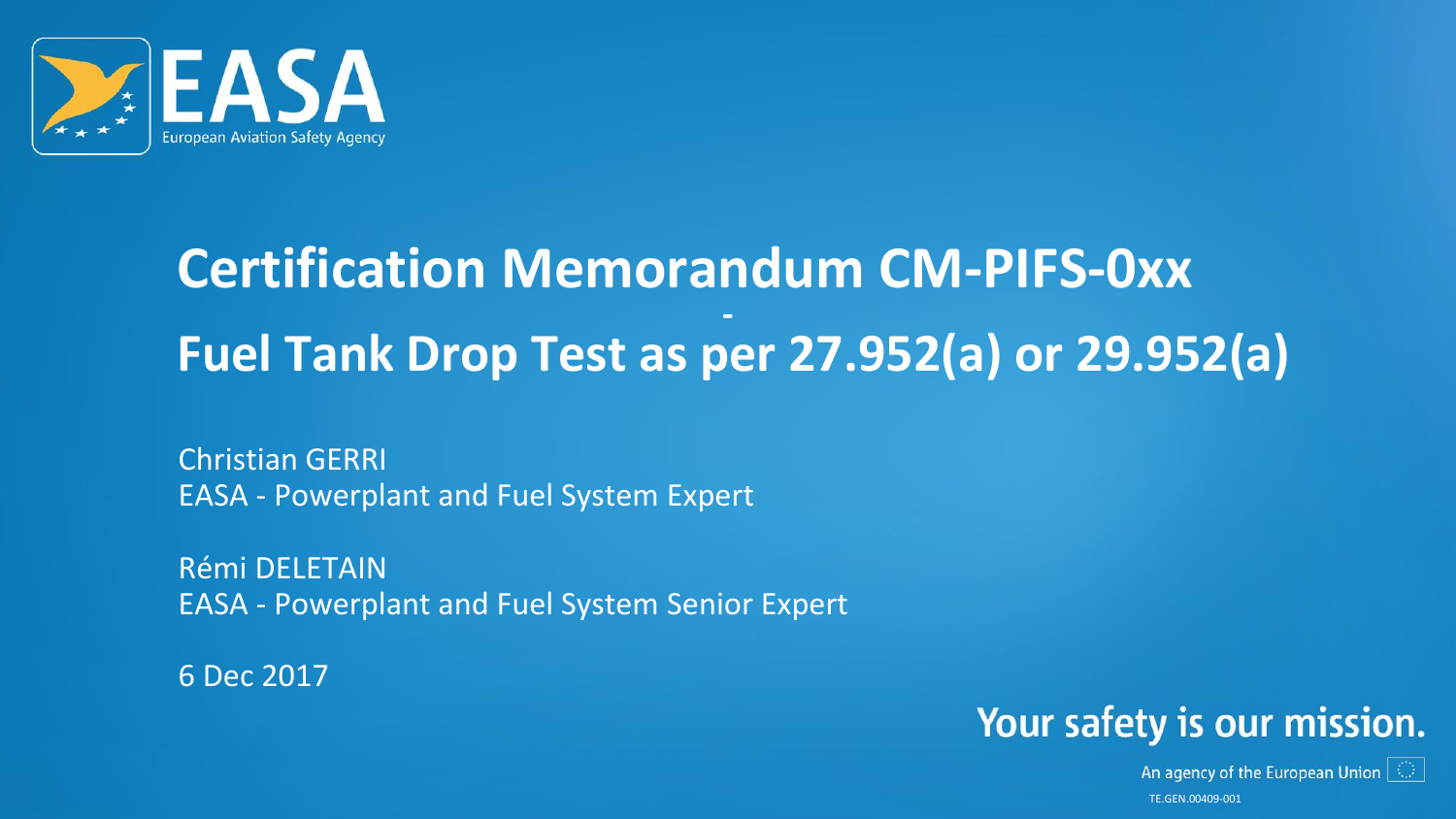EASA

European Aviation Safety Agency

# Certification Memorandum CM-PIFS-0xx - Fuel Tank Drop Test as per 27.952(a) or 29.952(a)

Christian GERRI
EASA - Powerplant and Fuel System Expert

Rémi DELETAIN
EASA - Powerplant and Fuel System Senior Expert

6 Dec 2017

Your safety is our mission.

An agency of the European Union

TE.GEN.00409-001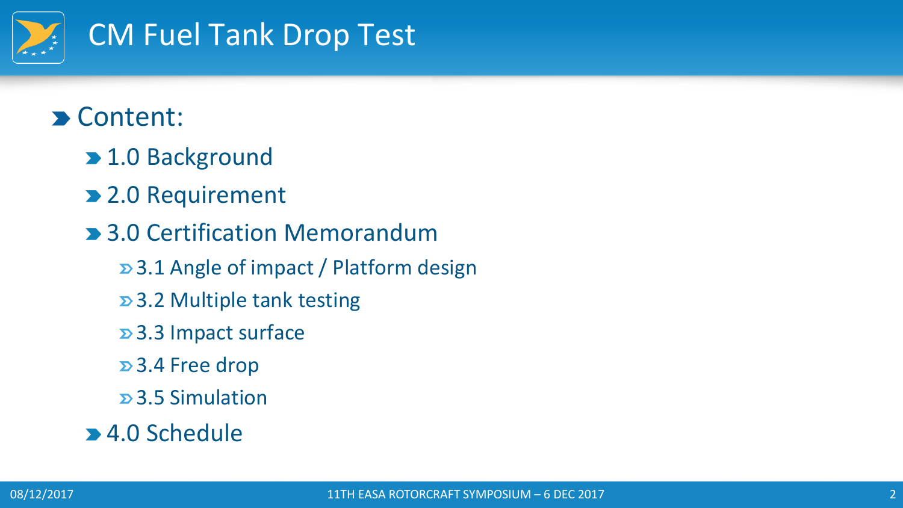# CM Fuel Tank Drop Test

- Content:
  - 1.0 Background
  - 2.0 Requirement
  - 3.0 Certification Memorandum
    - 3.1 Angle of impact / Platform design
    - 3.2 Multiple tank testing
    - 3.3 Impact surface
    - 3.4 Free drop
    - 3.5 Simulation
  - 4.0 Schedule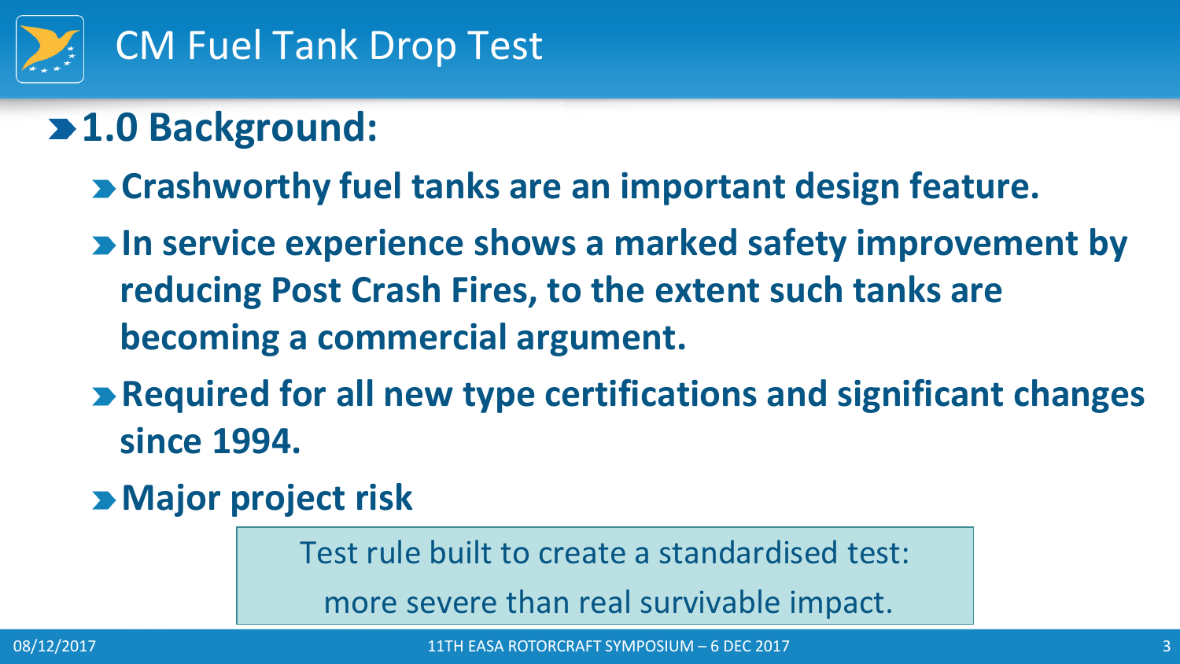# CM Fuel Tank Drop Test

## 1.0 Background:

- **Crashworthy fuel tanks are an important design feature.**
- **In service experience shows a marked safety improvement by reducing Post Crash Fires, to the extent such tanks are becoming a commercial argument.**
- **Required for all new type certifications and significant changes since 1994.**
- **Major project risk**

> Test rule built to create a standardised test:
> more severe than real survivable impact.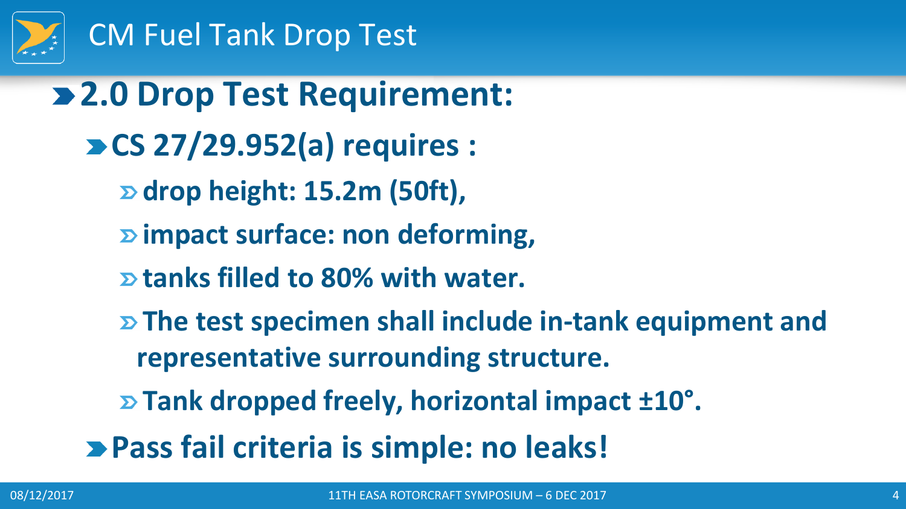# CM Fuel Tank Drop Test

## 2.0 Drop Test Requirement:

- **CS 27/29.952(a) requires :**
  - **drop height: 15.2m (50ft),**
  - **impact surface: non deforming,**
  - **tanks filled to 80% with water.**
  - **The test specimen shall include in-tank equipment and representative surrounding structure.**
  - **Tank dropped freely, horizontal impact ±10°.**
- **Pass fail criteria is simple: no leaks!**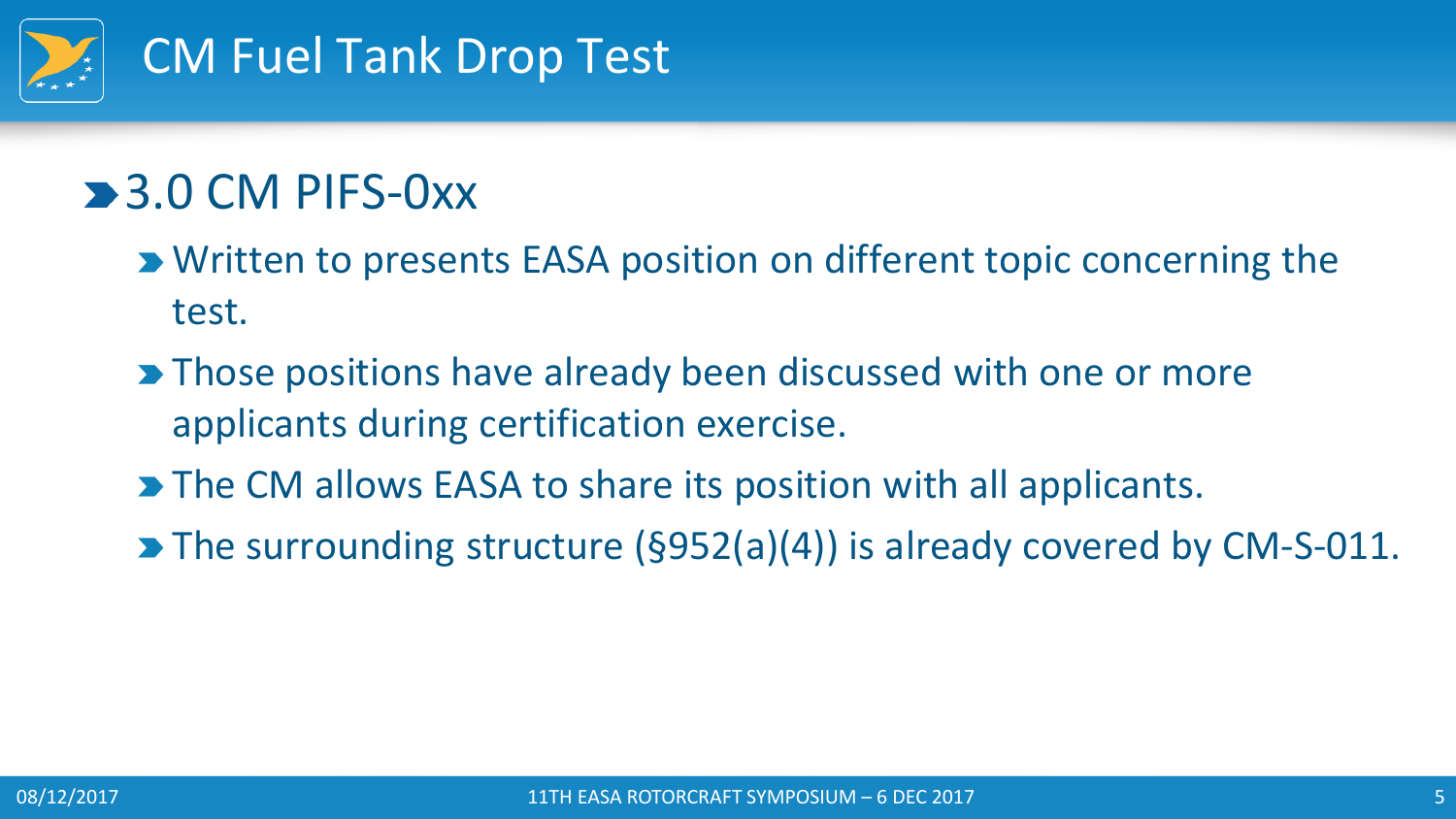# CM Fuel Tank Drop Test

## 3.0 CM PIFS-0xx

- Written to presents EASA position on different topic concerning the test.
- Those positions have already been discussed with one or more applicants during certification exercise.
- The CM allows EASA to share its position with all applicants.
- The surrounding structure (§952(a)(4)) is already covered by CM-S-011.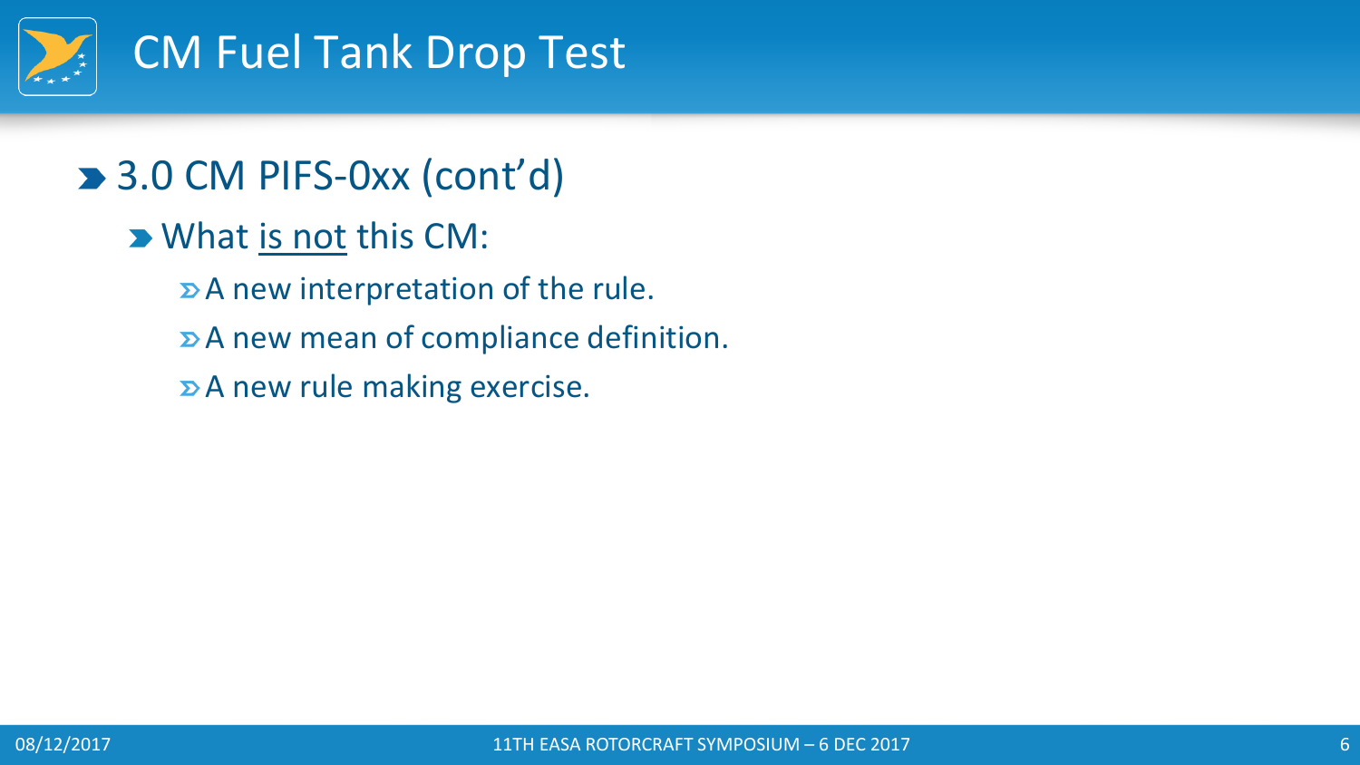# CM Fuel Tank Drop Test

- 3.0 CM PIFS-0xx (cont'd)
  - What is not this CM:
    - A new interpretation of the rule.
    - A new mean of compliance definition.
    - A new rule making exercise.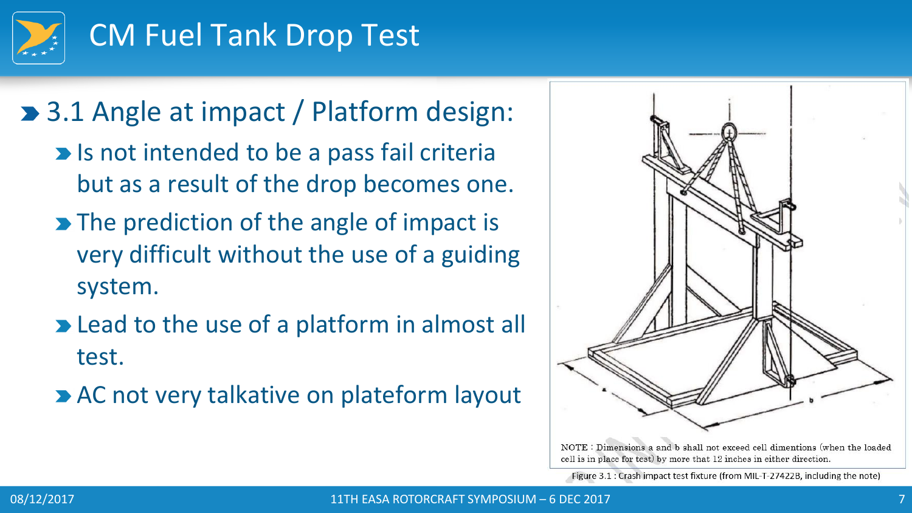# CM Fuel Tank Drop Test

- 3.1 Angle at impact / Platform design:
  - Is not intended to be a pass fail criteria but as a result of the drop becomes one.
  - The prediction of the angle of impact is very difficult without the use of a guiding system.
  - Lead to the use of a platform in almost all test.
  - AC not very talkative on plateform layout

NOTE : Dimensions a and b shall not exceed cell dimentions (when the loaded cell is in place for test) by more that 12 inches in either direction.

Figure 3.1 : Crash impact test fixture (from MIL-T-27422B, including the note)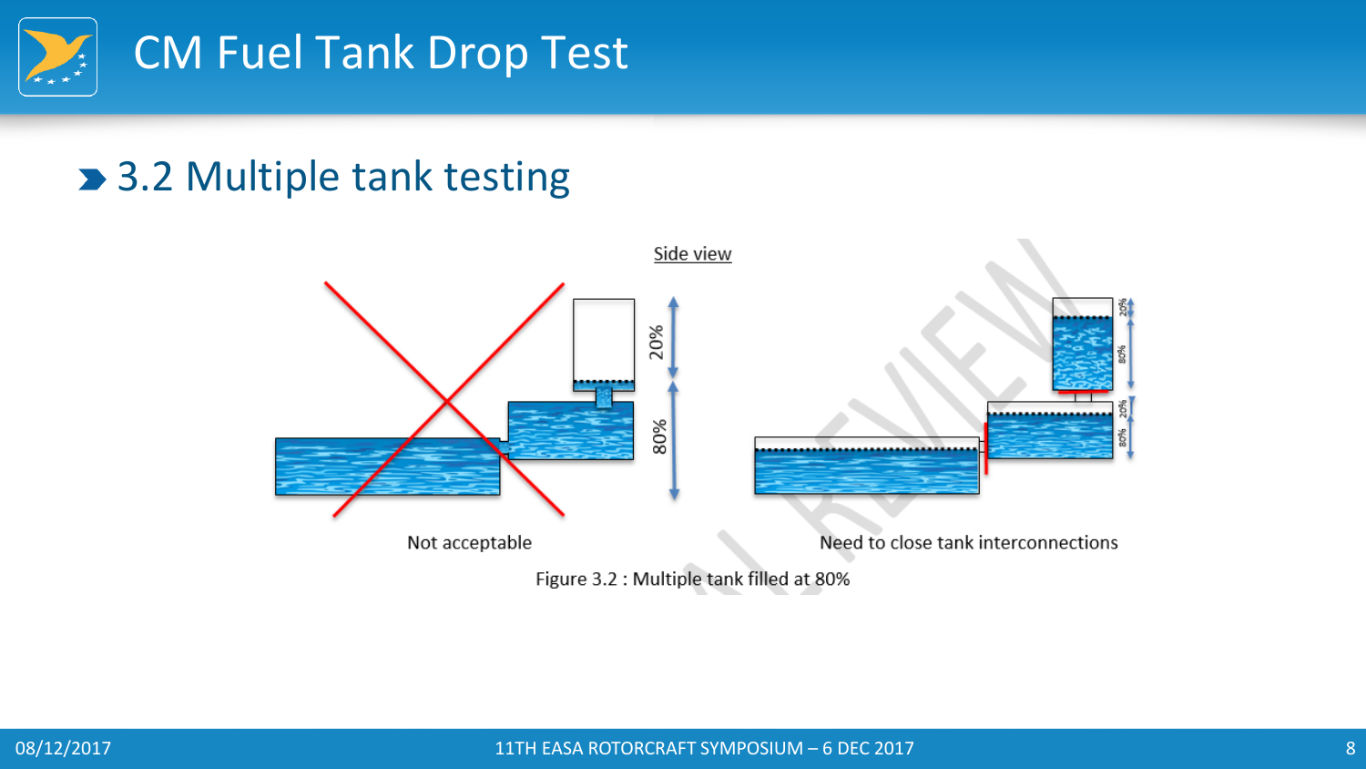# CM Fuel Tank Drop Test

## 3.2 Multiple tank testing

Side view

Not acceptable

Need to close tank interconnections

Figure 3.2 : Multiple tank filled at 80%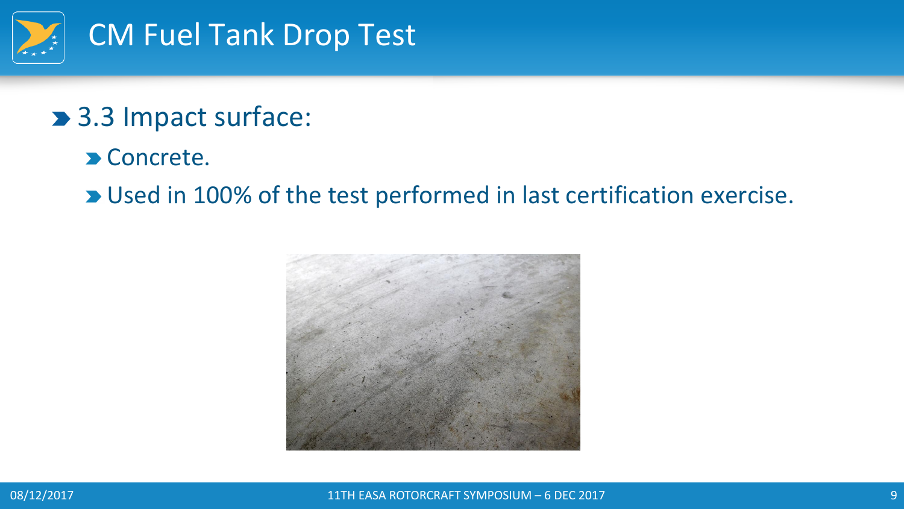# CM Fuel Tank Drop Test

- 3.3 Impact surface:
  - Concrete.
  - Used in 100% of the test performed in last certification exercise.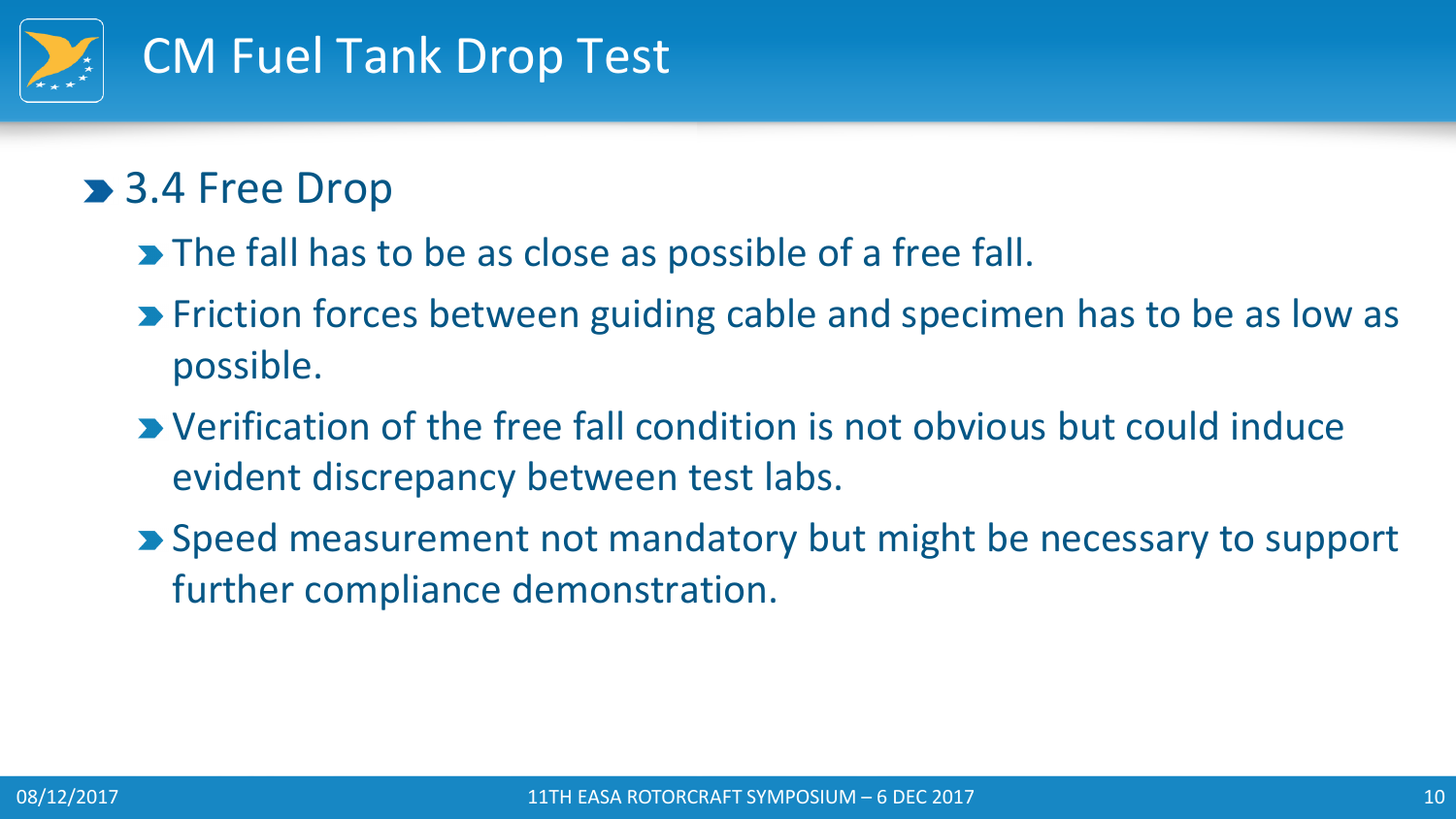# CM Fuel Tank Drop Test

## 3.4 Free Drop

- The fall has to be as close as possible of a free fall.
- Friction forces between guiding cable and specimen has to be as low as possible.
- Verification of the free fall condition is not obvious but could induce evident discrepancy between test labs.
- Speed measurement not mandatory but might be necessary to support further compliance demonstration.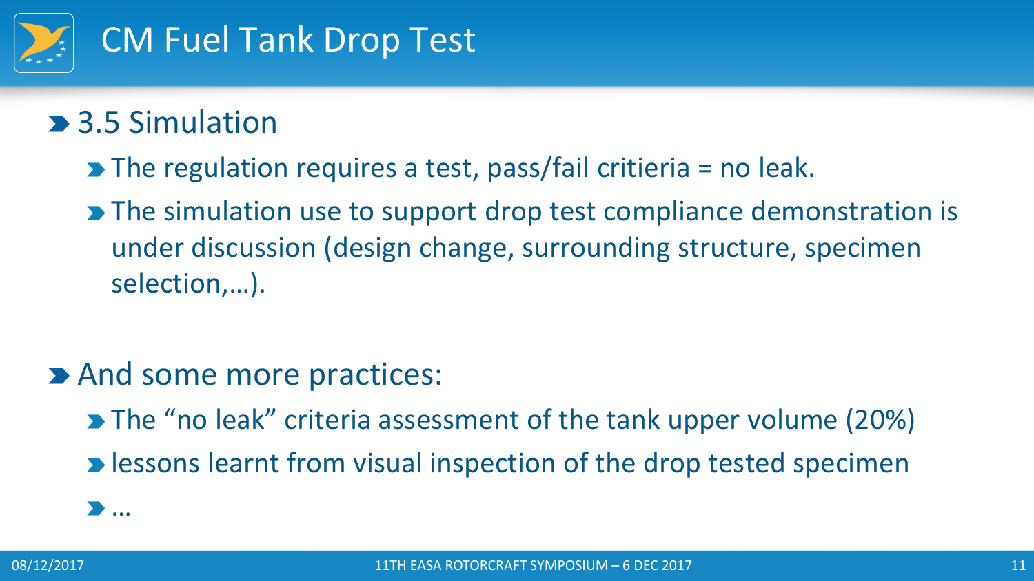# CM Fuel Tank Drop Test

- 3.5 Simulation
  - The regulation requires a test, pass/fail critieria = no leak.
  - The simulation use to support drop test compliance demonstration is under discussion (design change, surrounding structure, specimen selection,…).

- And some more practices:
  - The “no leak” criteria assessment of the tank upper volume (20%)
  - lessons learnt from visual inspection of the drop tested specimen
  - …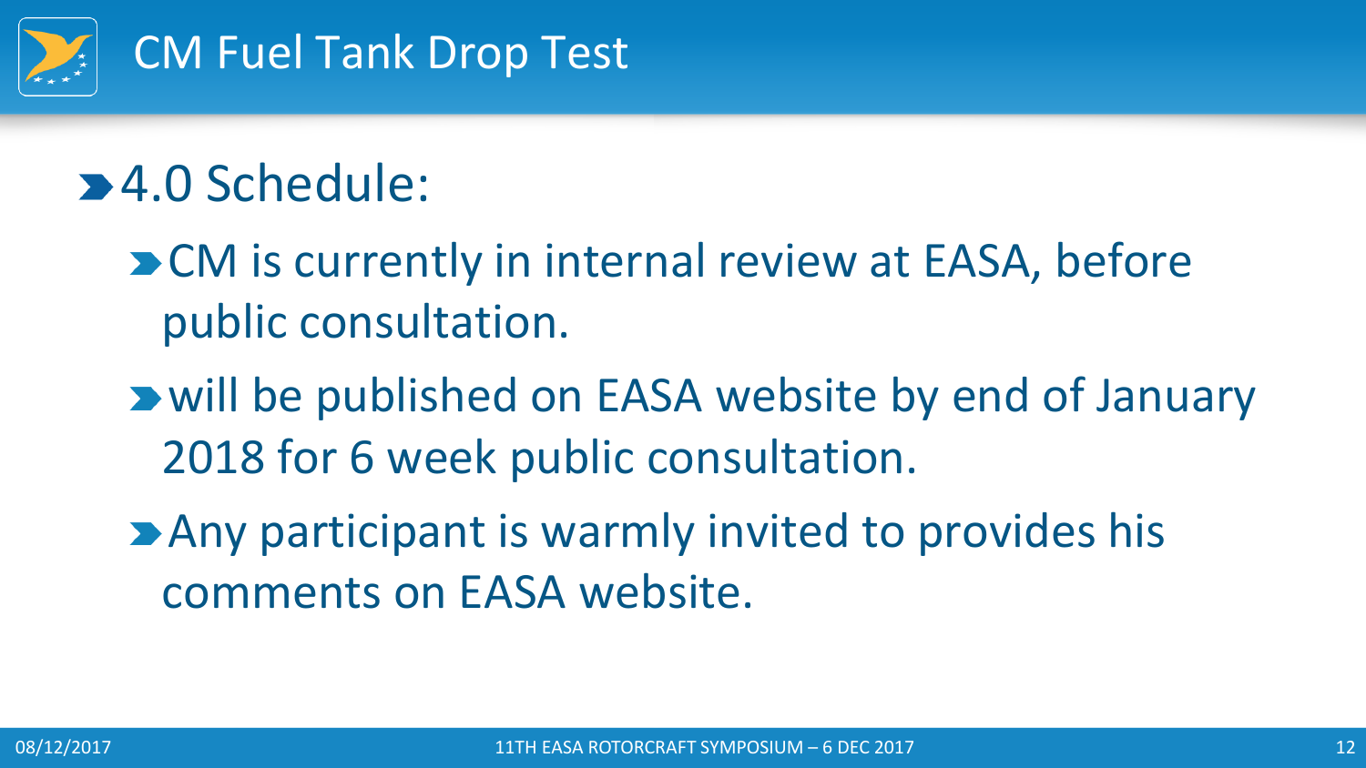# CM Fuel Tank Drop Test

- 4.0 Schedule:
  - CM is currently in internal review at EASA, before public consultation.
  - will be published on EASA website by end of January 2018 for 6 week public consultation.
  - Any participant is warmly invited to provides his comments on EASA website.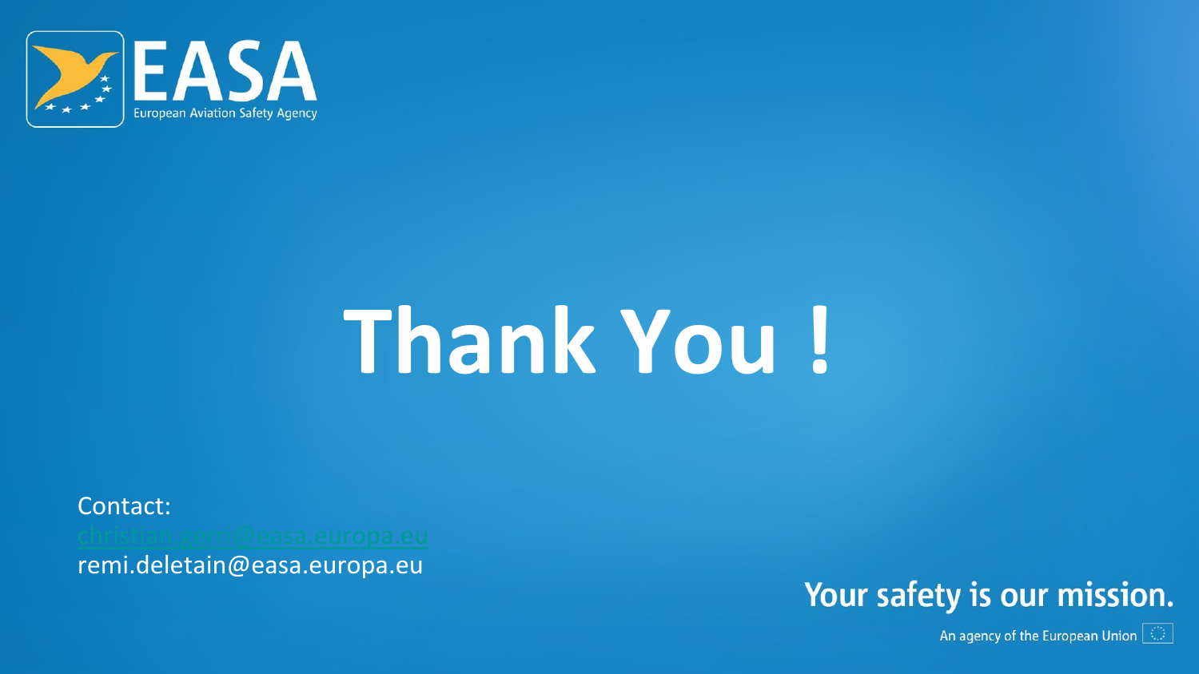EASA
European Aviation Safety Agency

# Thank You !

Contact:
christian.gerri@easa.europa.eu
remi.deletain@easa.europa.eu

Your safety is our mission.

An agency of the European Union